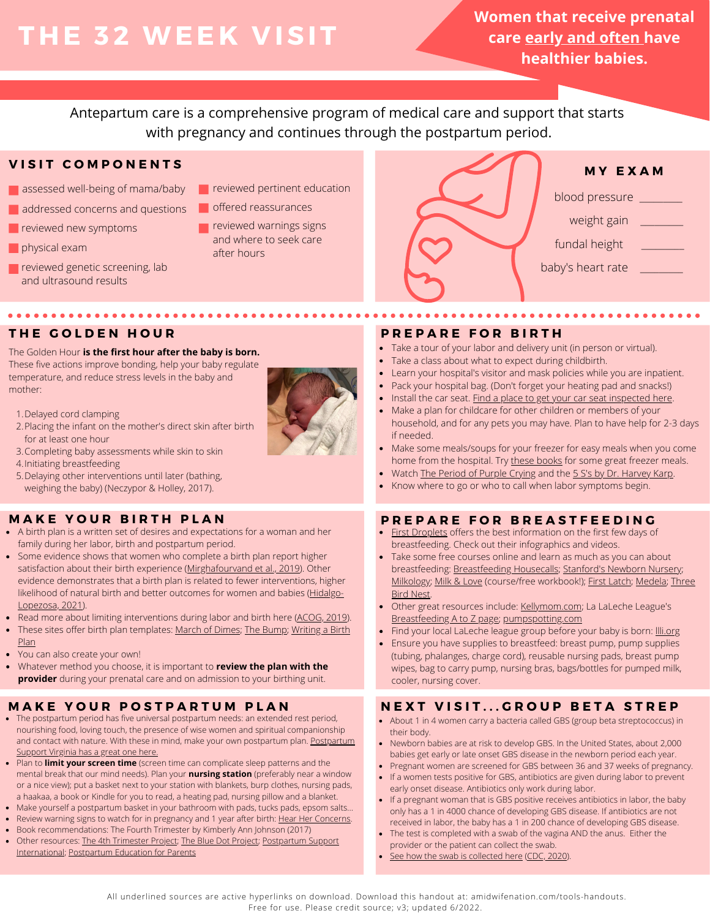# THE 32 WEEK VISIT

**Women that receive prenatal care early and often have healthier babies.**

Antepartum care is a comprehensive program of medical care and support that starts with pregnancy and continues through the postpartum period.

## VISIT COMPONENTS

- assessed well-being of mama/baby
- addressed concerns and questions
- reviewed new symptoms
- physical exam
- reviewed genetic screening, lab and ultrasound results
- reviewed pertinent education
- offered reassurances
- reviewed warnings signs and where to seek care after hours

## MY EXAM

blood pressure _______

weight gain _______

fundal height _______

baby's heart rate _______

## THE GOLDEN HOUR

The Golden Hour **is the first hour after the baby is born.** These five actions improve bonding, help your baby regulate temperature, and reduce stress levels in the baby and mother:

1. Delayed cord clamping
2. Placing the infant on the mother's direct skin after birth for at least one hour
3. Completing baby assessments while skin to skin
4. Initiating breastfeeding
5. Delaying other interventions until later (bathing, weighing the baby) (Neczypor & Holley, 2017).

## PREPARE FOR BIRTH

- Take a tour of your labor and delivery unit (in person or virtual).
- Take a class about what to expect during childbirth.
- Learn your hospital's visitor and mask policies while you are inpatient.
- Pack your hospital bag. (Don't forget your heating pad and snacks!)
- Install the car seat. Find a place to get your car seat inspected here.
- Make a plan for childcare for other children or members of your household, and for any pets you may have. Plan to have help for 2-3 days if needed.
- Make some meals/soups for your freezer for easy meals when you come home from the hospital. Try these books for some great freezer meals.
- Watch The Period of Purple Crying and the 5 S's by Dr. Harvey Karp.
- Know where to go or who to call when labor symptoms begin.

## MAKE YOUR BIRTH PLAN

- A birth plan is a written set of desires and expectations for a woman and her family during her labor, birth and postpartum period.
- Some evidence shows that women who complete a birth plan report higher satisfaction about their birth experience (Mirghafourvand et al., 2019). Other evidence demonstrates that a birth plan is related to fewer interventions, higher likelihood of natural birth and better outcomes for women and babies (Hidalgo-Lopezosa, 2021).
- Read more about limiting interventions during labor and birth here (ACOG, 2019).
- These sites offer birth plan templates: March of Dimes; The Bump; Writing a Birth Plan
- You can also create your own!
- Whatever method you choose, it is important to **review the plan with the provider** during your prenatal care and on admission to your birthing unit.

## PREPARE FOR BREASTFEEDING

- First Droplets offers the best information on the first few days of breastfeeding. Check out their infographics and videos.
- Take some free courses online and learn as much as you can about breastfeeding: Breastfeeding Housecalls; Stanford's Newborn Nursery; Milkology; Milk & Love (course/free workbook!); First Latch; Medela; Three Bird Nest.
- Other great resources include: Kellymom.com; La LaLeche League's Breastfeeding A to Z page; pumpspotting.com
- Find your local LaLeche league group before your baby is born: llli.org
- Ensure you have supplies to breastfeed: breast pump, pump supplies (tubing, phalanges, charge cord), reusable nursing pads, breast pump wipes, bag to carry pump, nursing bras, bags/bottles for pumped milk, cooler, nursing cover.

## MAKE YOUR POSTPARTUM PLAN

- The postpartum period has five universal postpartum needs: an extended rest period, nourishing food, loving touch, the presence of wise women and spiritual companionship and contact with nature. With these in mind, make your own postpartum plan. Postpartum Support Virginia has a great one here.
- Plan to **limit your screen time** (screen time can complicate sleep patterns and the mental break that our mind needs). Plan your **nursing station** (preferably near a window or a nice view); put a basket next to your station with blankets, burp clothes, nursing pads, a haakaa, a book or Kindle for you to read, a heating pad, nursing pillow and a blanket.
- Make yourself a postpartum basket in your bathroom with pads, tucks pads, epsom salts...
- Review warning signs to watch for in pregnancy and 1 year after birth: Hear Her Concerns.
- Book recommendations: The Fourth Trimester by Kimberly Ann Johnson (2017)
- Other resources: The 4th Trimester Project; The Blue Dot Project; Postpartum Support International; Postpartum Education for Parents

## NEXT VISIT...GROUP BETA STREP

- About 1 in 4 women carry a bacteria called GBS (group beta streptococcus) in their body.
- Newborn babies are at risk to develop GBS. In the United States, about 2,000 babies get early or late onset GBS disease in the newborn period each year.
- Pregnant women are screened for GBS between 36 and 37 weeks of pregnancy.
- If a women tests positive for GBS, antibiotics are given during labor to prevent early onset disease. Antibiotics only work during labor.
- If a pregnant woman that is GBS positive receives antibiotics in labor, the baby only has a 1 in 4000 chance of developing GBS disease. If antibiotics are not received in labor, the baby has a 1 in 200 chance of developing GBS disease.
- The test is completed with a swab of the vagina AND the anus. Either the provider or the patient can collect the swab.
- See how the swab is collected here (CDC, 2020).

All underlined sources are active hyperlinks on download. Download this handout at: amidwifenation.com/tools-handouts. Free for use. Please credit source; v3; updated 6/2022.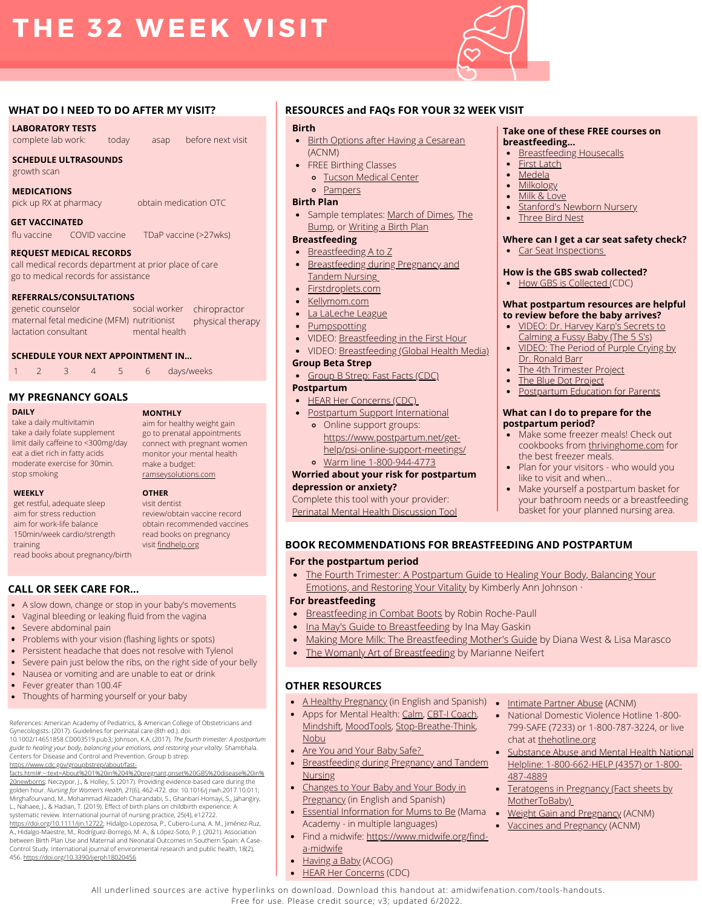# THE 32 WEEK VISIT

## WHAT DO I NEED TO DO AFTER MY VISIT?

**LABORATORY TESTS**

complete lab work: today asap before next visit

**SCHEDULE ULTRASOUNDS**

growth scan

**MEDICATIONS**

pick up RX at pharmacy obtain medication OTC

**GET VACCINATED**

flu vaccine COVID vaccine TDaP vaccine (>27wks)

**REQUEST MEDICAL RECORDS**

call medical records department at prior place of care
go to medical records for assistance

**REFERRALS/CONSULTATIONS**

genetic counselor social worker chiropractor
maternal fetal medicine (MFM) nutritionist physical therapy
lactation consultant mental health

**SCHEDULE YOUR NEXT APPOINTMENT IN...**

1 2 3 4 5 6 days/weeks

## MY PREGNANCY GOALS

**DAILY**

take a daily multivitamin
take a daily folate supplement
limit daily caffeine to <300mg/day
eat a diet rich in fatty acids
moderate exercise for 30min.
stop smoking

**MONTHLY**

aim for healthy weight gain
go to prenatal appointments
connect with pregnant women
monitor your mental health
make a budget: ramseysolutions.com

**WEEKLY**

get restful, adequate sleep
aim for stress reduction
aim for work-life balance
150min/week cardio/strength training
read books about pregnancy/birth

**OTHER**

visit dentist
review/obtain vaccine record
obtain recommended vaccines
read books on pregnancy
visit findhelp.org

## CALL OR SEEK CARE FOR...

- A slow down, change or stop in your baby's movements
- Vaginal bleeding or leaking fluid from the vagina
- Severe abdominal pain
- Problems with your vision (flashing lights or spots)
- Persistent headache that does not resolve with Tylenol
- Severe pain just below the ribs, on the right side of your belly
- Nausea or vomiting and are unable to eat or drink
- Fever greater than 100.4F
- Thoughts of harming yourself or your baby

References: American Academy of Pediatrics, & American College of Obstetricians and Gynecologists. (2017). Guidelines for perinatal care (8th ed.). doi: 10.1002/14651858.CD003519.pub3; Johnson, K.A. (2017). *The fourth trimester: A postpartum guide to healing your body, balancing your emotions, and restoring your vitality.* Shambhala. Centers for Disease and Control and Prevention. Group b strep. https://www.cdc.gov/groupbstrep/about/fast-facts.html#:~:text=About%201%20in%204%20pregnant,onset%20GBS%20disease%20in%20newborns; Neczypor, J., & Holley, S. (2017). Providing evidence-based care during the golden hour. *Nursing for Women's Health, 21*(6), 462-472. doi: 10.1016/j.nwh.2017.10.011; Mirghafourvand, M., Mohammad Alizadeh Charandabi, S., Ghanbari-Homayi, S., Jahangiry, L., Nahaee, J., & Hadian, T. (2019). Effect of birth plans on childbirth experience: A systematic review. International journal of nursing practice, 25(4), e12722. https://doi.org/10.1111/ijn.12722; Hidalgo-Lopezosa, P., Cubero-Luna, A. M., Jiménez-Ruz, A., Hidalgo-Maestre, M., Rodríguez-Borrego, M. A., & López-Soto, P. J. (2021). Association between Birth Plan Use and Maternal and Neonatal Outcomes in Southern Spain: A Case-Control Study. International journal of environmental research and public health, 18(2), 456. https://doi.org/10.3390/ijerph18020456

## RESOURCES and FAQs FOR YOUR 32 WEEK VISIT

**Birth**

- Birth Options after Having a Cesarean (ACNM)
- FREE Birthing Classes
  - Tucson Medical Center
  - Pampers

**Birth Plan**

- Sample templates: March of Dimes, The Bump, or Writing a Birth Plan

**Breastfeeding**

- Breastfeeding A to Z
- Breastfeeding during Pregnancy and Tandem Nursing
- Firstdroplets.com
- Kellymom.com
- La LaLeche League
- Pumpspotting
- VIDEO: Breastfeeding in the First Hour
- VIDEO: Breastfeeding (Global Health Media)

**Group Beta Strep**

- Group B Strep: Fast Facts (CDC)

**Postpartum**

- HEAR Her Concerns (CDC)
- Postpartum Support International
  - Online support groups: https://www.postpartum.net/get-help/psi-online-support-meetings/
  - Warm line 1-800-944-4773

**Worried about your risk for postpartum depression or anxiety?**

Complete this tool with your provider: Perinatal Mental Health Discussion Tool

**Take one of these FREE courses on breastfeeding...**

- Breastfeeding Housecalls
- First Latch
- Medela
- Milkology
- Milk & Love
- Stanford's Newborn Nursery
- Three Bird Nest

**Where can I get a car seat safety check?**

- Car Seat Inspections

**How is the GBS swab collected?**

- How GBS is Collected (CDC)

**What postpartum resources are helpful to review before the baby arrives?**

- VIDEO: Dr. Harvey Karp's Secrets to Calming a Fussy Baby (The 5 S's)
- VIDEO: The Period of Purple Crying by Dr. Ronald Barr
- The 4th Trimester Project
- The Blue Dot Project
- Postpartum Education for Parents

**What can I do to prepare for the postpartum period?**

- Make some freezer meals! Check out cookbooks from thrivinghome.com for the best freezer meals.
- Plan for your visitors - who would you like to visit and when...
- Make yourself a postpartum basket for your bathroom needs or a breastfeeding basket for your planned nursing area.

## BOOK RECOMMENDATIONS FOR BREASTFEEDING AND POSTPARTUM

**For the postpartum period**

- The Fourth Trimester: A Postpartum Guide to Healing Your Body, Balancing Your Emotions, and Restoring Your Vitality by Kimberly Ann Johnson ·

**For breastfeeding**

- Breastfeeding in Combat Boots by Robin Roche-Paull
- Ina May's Guide to Breastfeeding by Ina May Gaskin
- Making More Milk: The Breastfeeding Mother's Guide by Diana West & Lisa Marasco
- The Womanly Art of Breastfeeding by Marianne Neifert

## OTHER RESOURCES

- A Healthy Pregnancy (in English and Spanish)
- Apps for Mental Health: Calm, CBT-I Coach, Mindshift, MoodTools, Stop-Breathe-Think, Nobu
- Are You and Your Baby Safe?
- Breastfeeding during Pregnancy and Tandem Nursing
- Changes to Your Baby and Your Body in Pregnancy (in English and Spanish)
- Essential Information for Mums to Be (Mama Academy - in multiple languages)
- Find a midwife: https://www.midwife.org/find-a-midwife
- Having a Baby (ACOG)
- HEAR Her Concerns (CDC)
- Intimate Partner Abuse (ACNM)
- National Domestic Violence Hotline 1-800-799-SAFE (7233) or 1-800-787-3224, or live chat at thehotline.org
- Substance Abuse and Mental Health National Helpline: 1-800-662-HELP (4357) or 1-800-487-4889
- Teratogens in Pregnancy (Fact sheets by MotherToBaby)
- Weight Gain and Pregnancy (ACNM)
- Vaccines and Pregnancy (ACNM)

All underlined sources are active hyperlinks on download. Download this handout at: amidwifenation.com/tools-handouts.
Free for use. Please credit source; v3; updated 6/2022.